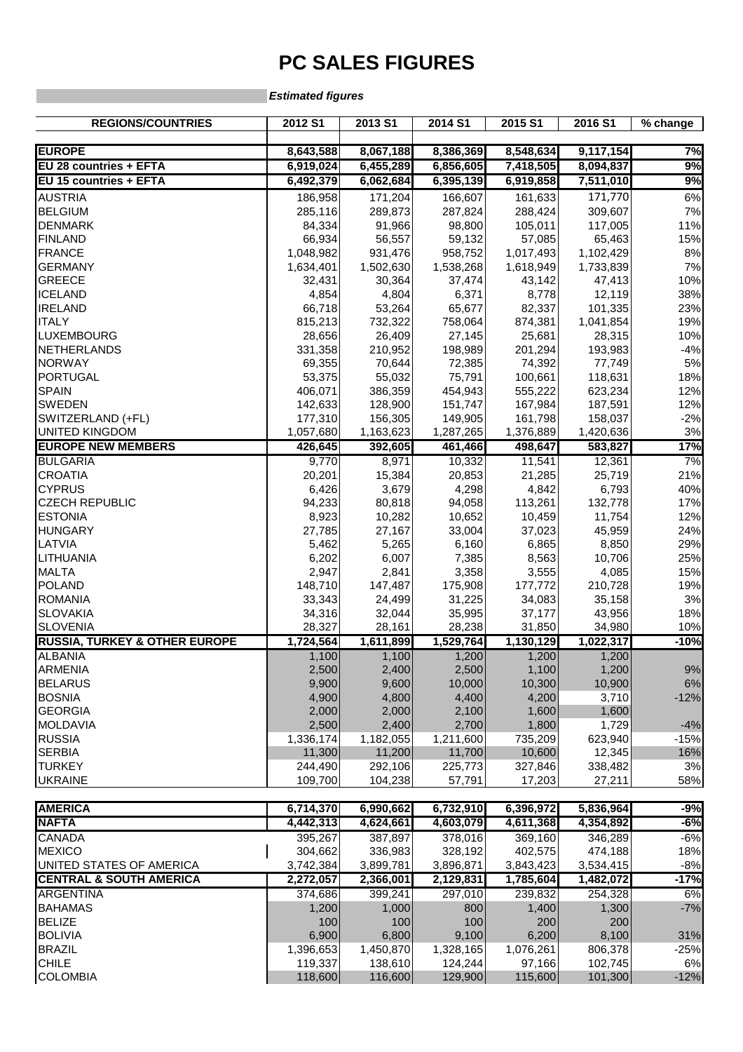# PC SALES FIGURES

*Estimated figures*

| REGIONS/COUNTRIES | 2012 S1 | 2013 S1 | 2014 S1 | 2015 S1 | 2016 S1 | % change |
|---|---|---|---|---|---|---|
| **EUROPE** | **8,643,588** | **8,067,188** | **8,386,369** | **8,548,634** | **9,117,154** | **7%** |
| **EU 28 countries + EFTA** | **6,919,024** | **6,455,289** | **6,856,605** | **7,418,505** | **8,094,837** | **9%** |
| **EU 15 countries + EFTA** | **6,492,379** | **6,062,684** | **6,395,139** | **6,919,858** | **7,511,010** | **9%** |
| AUSTRIA | 186,958 | 171,204 | 166,607 | 161,633 | 171,770 | 6% |
| BELGIUM | 285,116 | 289,873 | 287,824 | 288,424 | 309,607 | 7% |
| DENMARK | 84,334 | 91,966 | 98,800 | 105,011 | 117,005 | 11% |
| FINLAND | 66,934 | 56,557 | 59,132 | 57,085 | 65,463 | 15% |
| FRANCE | 1,048,982 | 931,476 | 958,752 | 1,017,493 | 1,102,429 | 8% |
| GERMANY | 1,634,401 | 1,502,630 | 1,538,268 | 1,618,949 | 1,733,839 | 7% |
| GREECE | 32,431 | 30,364 | 37,474 | 43,142 | 47,413 | 10% |
| ICELAND | 4,854 | 4,804 | 6,371 | 8,778 | 12,119 | 38% |
| IRELAND | 66,718 | 53,264 | 65,677 | 82,337 | 101,335 | 23% |
| ITALY | 815,213 | 732,322 | 758,064 | 874,381 | 1,041,854 | 19% |
| LUXEMBOURG | 28,656 | 26,409 | 27,145 | 25,681 | 28,315 | 10% |
| NETHERLANDS | 331,358 | 210,952 | 198,989 | 201,294 | 193,983 | -4% |
| NORWAY | 69,355 | 70,644 | 72,385 | 74,392 | 77,749 | 5% |
| PORTUGAL | 53,375 | 55,032 | 75,791 | 100,661 | 118,631 | 18% |
| SPAIN | 406,071 | 386,359 | 454,943 | 555,222 | 623,234 | 12% |
| SWEDEN | 142,633 | 128,900 | 151,747 | 167,984 | 187,591 | 12% |
| SWITZERLAND (+FL) | 177,310 | 156,305 | 149,905 | 161,798 | 158,037 | -2% |
| UNITED KINGDOM | 1,057,680 | 1,163,623 | 1,287,265 | 1,376,889 | 1,420,636 | 3% |
| **EUROPE NEW MEMBERS** | **426,645** | **392,605** | **461,466** | **498,647** | **583,827** | **17%** |
| BULGARIA | 9,770 | 8,971 | 10,332 | 11,541 | 12,361 | 7% |
| CROATIA | 20,201 | 15,384 | 20,853 | 21,285 | 25,719 | 21% |
| CYPRUS | 6,426 | 3,679 | 4,298 | 4,842 | 6,793 | 40% |
| CZECH REPUBLIC | 94,233 | 80,818 | 94,058 | 113,261 | 132,778 | 17% |
| ESTONIA | 8,923 | 10,282 | 10,652 | 10,459 | 11,754 | 12% |
| HUNGARY | 27,785 | 27,167 | 33,004 | 37,023 | 45,959 | 24% |
| LATVIA | 5,462 | 5,265 | 6,160 | 6,865 | 8,850 | 29% |
| LITHUANIA | 6,202 | 6,007 | 7,385 | 8,563 | 10,706 | 25% |
| MALTA | 2,947 | 2,841 | 3,358 | 3,555 | 4,085 | 15% |
| POLAND | 148,710 | 147,487 | 175,908 | 177,772 | 210,728 | 19% |
| ROMANIA | 33,343 | 24,499 | 31,225 | 34,083 | 35,158 | 3% |
| SLOVAKIA | 34,316 | 32,044 | 35,995 | 37,177 | 43,956 | 18% |
| SLOVENIA | 28,327 | 28,161 | 28,238 | 31,850 | 34,980 | 10% |
| **RUSSIA, TURKEY & OTHER EUROPE** | **1,724,564** | **1,611,899** | **1,529,764** | **1,130,129** | **1,022,317** | **-10%** |
| ALBANIA | 1,100 | 1,100 | 1,200 | 1,200 | 1,200 | |
| ARMENIA | 2,500 | 2,400 | 2,500 | 1,100 | 1,200 | 9% |
| BELARUS | 9,900 | 9,600 | 10,000 | 10,300 | 10,900 | 6% |
| BOSNIA | 4,900 | 4,800 | 4,400 | 4,200 | 3,710 | -12% |
| GEORGIA | 2,000 | 2,000 | 2,100 | 1,600 | 1,600 | |
| MOLDAVIA | 2,500 | 2,400 | 2,700 | 1,800 | 1,729 | -4% |
| RUSSIA | 1,336,174 | 1,182,055 | 1,211,600 | 735,209 | 623,940 | -15% |
| SERBIA | 11,300 | 11,200 | 11,700 | 10,600 | 12,345 | 16% |
| TURKEY | 244,490 | 292,106 | 225,773 | 327,846 | 338,482 | 3% |
| UKRAINE | 109,700 | 104,238 | 57,791 | 17,203 | 27,211 | 58% |
| | | | | | | |
| **AMERICA** | **6,714,370** | **6,990,662** | **6,732,910** | **6,396,972** | **5,836,964** | **-9%** |
| **NAFTA** | **4,442,313** | **4,624,661** | **4,603,079** | **4,611,368** | **4,354,892** | **-6%** |
| CANADA | 395,267 | 387,897 | 378,016 | 369,160 | 346,289 | -6% |
| MEXICO | 304,662 | 336,983 | 328,192 | 402,575 | 474,188 | 18% |
| UNITED STATES OF AMERICA | 3,742,384 | 3,899,781 | 3,896,871 | 3,843,423 | 3,534,415 | -8% |
| **CENTRAL & SOUTH AMERICA** | **2,272,057** | **2,366,001** | **2,129,831** | **1,785,604** | **1,482,072** | **-17%** |
| ARGENTINA | 374,686 | 399,241 | 297,010 | 239,832 | 254,328 | 6% |
| BAHAMAS | 1,200 | 1,000 | 800 | 1,400 | 1,300 | -7% |
| BELIZE | 100 | 100 | 100 | 200 | 200 | |
| BOLIVIA | 6,900 | 6,800 | 9,100 | 6,200 | 8,100 | 31% |
| BRAZIL | 1,396,653 | 1,450,870 | 1,328,165 | 1,076,261 | 806,378 | -25% |
| CHILE | 119,337 | 138,610 | 124,244 | 97,166 | 102,745 | 6% |
| COLOMBIA | 118,600 | 116,600 | 129,900 | 115,600 | 101,300 | -12% |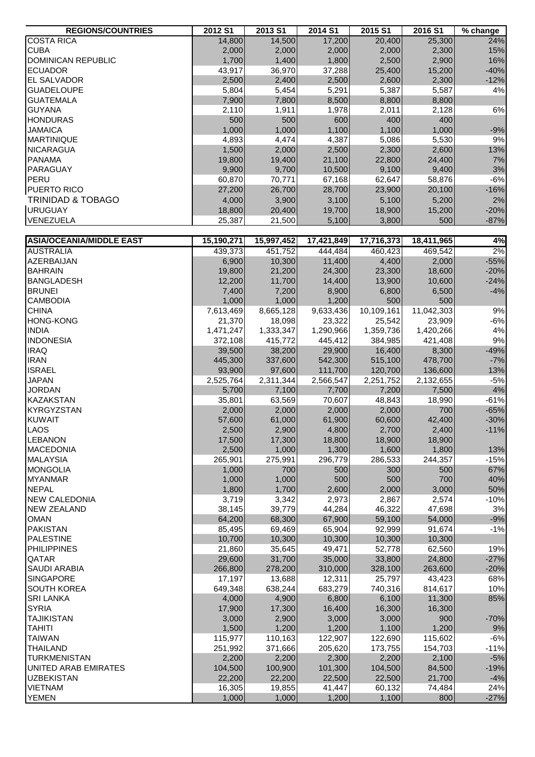| REGIONS/COUNTRIES | 2012 S1 | 2013 S1 | 2014 S1 | 2015 S1 | 2016 S1 | % change |
|---|---|---|---|---|---|---|
| COSTA RICA | 14,800 | 14,500 | 17,200 | 20,400 | 25,300 | 24% |
| CUBA | 2,000 | 2,000 | 2,000 | 2,000 | 2,300 | 15% |
| DOMINICAN REPUBLIC | 1,700 | 1,400 | 1,800 | 2,500 | 2,900 | 16% |
| ECUADOR | 43,917 | 36,970 | 37,288 | 25,400 | 15,200 | -40% |
| EL SALVADOR | 2,500 | 2,400 | 2,500 | 2,600 | 2,300 | -12% |
| GUADELOUPE | 5,804 | 5,454 | 5,291 | 5,387 | 5,587 | 4% |
| GUATEMALA | 7,900 | 7,800 | 8,500 | 8,800 | 8,800 | |
| GUYANA | 2,110 | 1,911 | 1,978 | 2,011 | 2,128 | 6% |
| HONDURAS | 500 | 500 | 600 | 400 | 400 | |
| JAMAICA | 1,000 | 1,000 | 1,100 | 1,100 | 1,000 | -9% |
| MARTINIQUE | 4,893 | 4,474 | 4,387 | 5,086 | 5,530 | 9% |
| NICARAGUA | 1,500 | 2,000 | 2,500 | 2,300 | 2,600 | 13% |
| PANAMA | 19,800 | 19,400 | 21,100 | 22,800 | 24,400 | 7% |
| PARAGUAY | 9,900 | 9,700 | 10,500 | 9,100 | 9,400 | 3% |
| PERU | 60,870 | 70,771 | 67,168 | 62,647 | 58,876 | -6% |
| PUERTO RICO | 27,200 | 26,700 | 28,700 | 23,900 | 20,100 | -16% |
| TRINIDAD & TOBAGO | 4,000 | 3,900 | 3,100 | 5,100 | 5,200 | 2% |
| URUGUAY | 18,800 | 20,400 | 19,700 | 18,900 | 15,200 | -20% |
| VENEZUELA | 25,387 | 21,500 | 5,100 | 3,800 | 500 | -87% |

| ASIA/OCEANIA/MIDDLE EAST | 15,190,271 | 15,997,452 | 17,421,849 | 17,716,373 | 18,411,965 | 4% |
|---|---|---|---|---|---|---|
| AUSTRALIA | 439,373 | 451,752 | 444,484 | 460,423 | 469,542 | 2% |
| AZERBAIJAN | 6,900 | 10,300 | 11,400 | 4,400 | 2,000 | -55% |
| BAHRAIN | 19,800 | 21,200 | 24,300 | 23,300 | 18,600 | -20% |
| BANGLADESH | 12,200 | 11,700 | 14,400 | 13,900 | 10,600 | -24% |
| BRUNEI | 7,400 | 7,200 | 8,900 | 6,800 | 6,500 | -4% |
| CAMBODIA | 1,000 | 1,000 | 1,200 | 500 | 500 | |
| CHINA | 7,613,469 | 8,665,128 | 9,633,436 | 10,109,161 | 11,042,303 | 9% |
| HONG-KONG | 21,370 | 18,098 | 23,322 | 25,542 | 23,909 | -6% |
| INDIA | 1,471,247 | 1,333,347 | 1,290,966 | 1,359,736 | 1,420,266 | 4% |
| INDONESIA | 372,108 | 415,772 | 445,412 | 384,985 | 421,408 | 9% |
| IRAQ | 39,500 | 38,200 | 29,900 | 16,400 | 8,300 | -49% |
| IRAN | 445,300 | 337,600 | 542,300 | 515,100 | 478,700 | -7% |
| ISRAEL | 93,900 | 97,600 | 111,700 | 120,700 | 136,600 | 13% |
| JAPAN | 2,525,764 | 2,311,344 | 2,566,547 | 2,251,752 | 2,132,655 | -5% |
| JORDAN | 5,700 | 7,100 | 7,700 | 7,200 | 7,500 | 4% |
| KAZAKSTAN | 35,801 | 63,569 | 70,607 | 48,843 | 18,990 | -61% |
| KYRGYZSTAN | 2,000 | 2,000 | 2,000 | 2,000 | 700 | -65% |
| KUWAIT | 57,600 | 61,000 | 61,900 | 60,600 | 42,400 | -30% |
| LAOS | 2,500 | 2,900 | 4,800 | 2,700 | 2,400 | -11% |
| LEBANON | 17,500 | 17,300 | 18,800 | 18,900 | 18,900 | |
| MACEDONIA | 2,500 | 1,000 | 1,300 | 1,600 | 1,800 | 13% |
| MALAYSIA | 265,901 | 275,991 | 296,779 | 286,533 | 244,357 | -15% |
| MONGOLIA | 1,000 | 700 | 500 | 300 | 500 | 67% |
| MYANMAR | 1,000 | 1,000 | 500 | 500 | 700 | 40% |
| NEPAL | 1,800 | 1,700 | 2,600 | 2,000 | 3,000 | 50% |
| NEW CALEDONIA | 3,719 | 3,342 | 2,973 | 2,867 | 2,574 | -10% |
| NEW ZEALAND | 38,145 | 39,779 | 44,284 | 46,322 | 47,698 | 3% |
| OMAN | 64,200 | 68,300 | 67,900 | 59,100 | 54,000 | -9% |
| PAKISTAN | 85,495 | 69,469 | 65,904 | 92,999 | 91,674 | -1% |
| PALESTINE | 10,700 | 10,300 | 10,300 | 10,300 | 10,300 | |
| PHILIPPINES | 21,860 | 35,645 | 49,471 | 52,778 | 62,560 | 19% |
| QATAR | 29,600 | 31,700 | 35,000 | 33,800 | 24,800 | -27% |
| SAUDI ARABIA | 266,800 | 278,200 | 310,000 | 328,100 | 263,600 | -20% |
| SINGAPORE | 17,197 | 13,688 | 12,311 | 25,797 | 43,423 | 68% |
| SOUTH KOREA | 649,348 | 638,244 | 683,279 | 740,316 | 814,617 | 10% |
| SRI LANKA | 4,000 | 4,900 | 6,800 | 6,100 | 11,300 | 85% |
| SYRIA | 17,900 | 17,300 | 16,400 | 16,300 | 16,300 | |
| TAJIKISTAN | 3,000 | 2,900 | 3,000 | 3,000 | 900 | -70% |
| TAHITI | 1,500 | 1,200 | 1,200 | 1,100 | 1,200 | 9% |
| TAIWAN | 115,977 | 110,163 | 122,907 | 122,690 | 115,602 | -6% |
| THAILAND | 251,992 | 371,666 | 205,620 | 173,755 | 154,703 | -11% |
| TURKMENISTAN | 2,200 | 2,200 | 2,300 | 2,200 | 2,100 | -5% |
| UNITED ARAB EMIRATES | 104,500 | 100,900 | 101,300 | 104,500 | 84,500 | -19% |
| UZBEKISTAN | 22,200 | 22,200 | 22,500 | 22,500 | 21,700 | -4% |
| VIETNAM | 16,305 | 19,855 | 41,447 | 60,132 | 74,484 | 24% |
| YEMEN | 1,000 | 1,000 | 1,200 | 1,100 | 800 | -27% |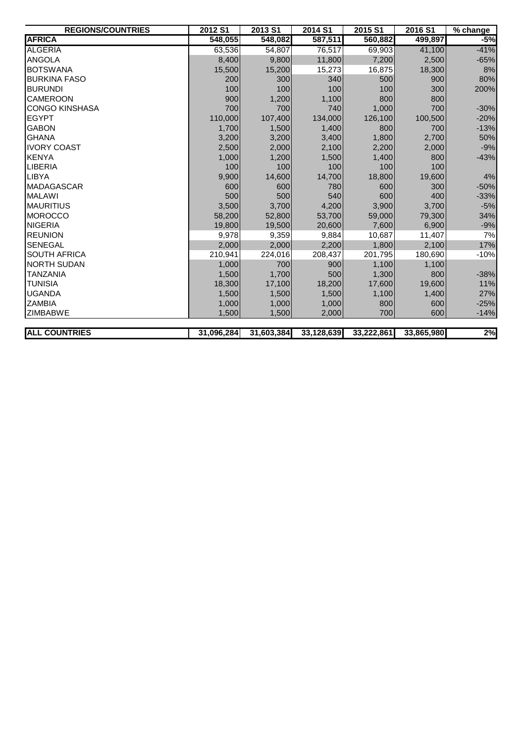| REGIONS/COUNTRIES | 2012 S1 | 2013 S1 | 2014 S1 | 2015 S1 | 2016 S1 | % change |
|---|---|---|---|---|---|---|
| **AFRICA** | **548,055** | **548,082** | **587,511** | **560,882** | **499,897** | **-5%** |
| ALGERIA | 63,536 | 54,807 | 76,517 | 69,903 | 41,100 | -41% |
| ANGOLA | 8,400 | 9,800 | 11,800 | 7,200 | 2,500 | -65% |
| BOTSWANA | 15,500 | 15,200 | 15,273 | 16,875 | 18,300 | 8% |
| BURKINA FASO | 200 | 300 | 340 | 500 | 900 | 80% |
| BURUNDI | 100 | 100 | 100 | 100 | 300 | 200% |
| CAMEROON | 900 | 1,200 | 1,100 | 800 | 800 | |
| CONGO KINSHASA | 700 | 700 | 740 | 1,000 | 700 | -30% |
| EGYPT | 110,000 | 107,400 | 134,000 | 126,100 | 100,500 | -20% |
| GABON | 1,700 | 1,500 | 1,400 | 800 | 700 | -13% |
| GHANA | 3,200 | 3,200 | 3,400 | 1,800 | 2,700 | 50% |
| IVORY COAST | 2,500 | 2,000 | 2,100 | 2,200 | 2,000 | -9% |
| KENYA | 1,000 | 1,200 | 1,500 | 1,400 | 800 | -43% |
| LIBERIA | 100 | 100 | 100 | 100 | 100 | |
| LIBYA | 9,900 | 14,600 | 14,700 | 18,800 | 19,600 | 4% |
| MADAGASCAR | 600 | 600 | 780 | 600 | 300 | -50% |
| MALAWI | 500 | 500 | 540 | 600 | 400 | -33% |
| MAURITIUS | 3,500 | 3,700 | 4,200 | 3,900 | 3,700 | -5% |
| MOROCCO | 58,200 | 52,800 | 53,700 | 59,000 | 79,300 | 34% |
| NIGERIA | 19,800 | 19,500 | 20,600 | 7,600 | 6,900 | -9% |
| REUNION | 9,978 | 9,359 | 9,884 | 10,687 | 11,407 | 7% |
| SENEGAL | 2,000 | 2,000 | 2,200 | 1,800 | 2,100 | 17% |
| SOUTH AFRICA | 210,941 | 224,016 | 208,437 | 201,795 | 180,690 | -10% |
| NORTH SUDAN | 1,000 | 700 | 900 | 1,100 | 1,100 | |
| TANZANIA | 1,500 | 1,700 | 500 | 1,300 | 800 | -38% |
| TUNISIA | 18,300 | 17,100 | 18,200 | 17,600 | 19,600 | 11% |
| UGANDA | 1,500 | 1,500 | 1,500 | 1,100 | 1,400 | 27% |
| ZAMBIA | 1,000 | 1,000 | 1,000 | 800 | 600 | -25% |
| ZIMBABWE | 1,500 | 1,500 | 2,000 | 700 | 600 | -14% |
| | | | | | | |
| **ALL COUNTRIES** | **31,096,284** | **31,603,384** | **33,128,639** | **33,222,861** | **33,865,980** | **2%** |